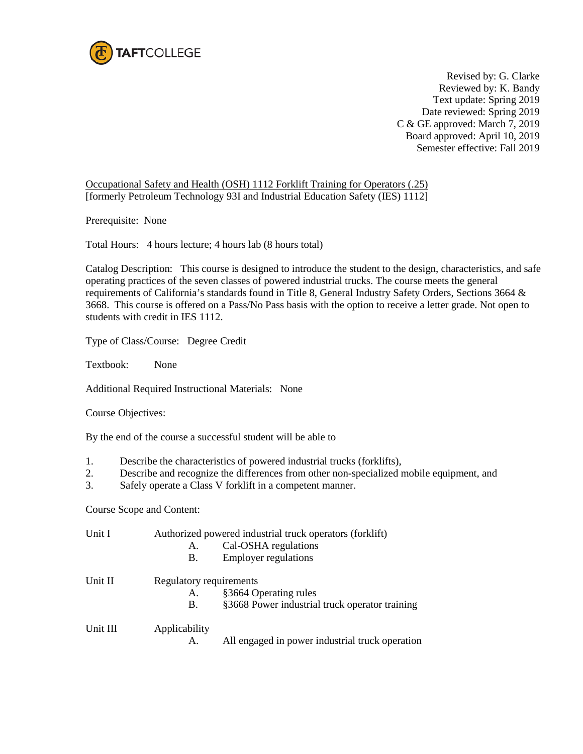TAFTCOLLEGE

Revised by: G. Clarke
Reviewed by: K. Bandy
Text update: Spring 2019
Date reviewed: Spring 2019
C & GE approved: March 7, 2019
Board approved: April 10, 2019
Semester effective: Fall 2019

<u>Occupational Safety and Health (OSH) 1112 Forklift Training for Operators (.25)</u>
[formerly Petroleum Technology 93I and Industrial Education Safety (IES) 1112]

Prerequisite: None

Total Hours: 4 hours lecture; 4 hours lab (8 hours total)

Catalog Description: This course is designed to introduce the student to the design, characteristics, and safe operating practices of the seven classes of powered industrial trucks. The course meets the general requirements of California's standards found in Title 8, General Industry Safety Orders, Sections 3664 & 3668. This course is offered on a Pass/No Pass basis with the option to receive a letter grade. Not open to students with credit in IES 1112.

Type of Class/Course: Degree Credit

Textbook: None

Additional Required Instructional Materials: None

Course Objectives:

By the end of the course a successful student will be able to

1. Describe the characteristics of powered industrial trucks (forklifts),
2. Describe and recognize the differences from other non-specialized mobile equipment, and
3. Safely operate a Class V forklift in a competent manner.

Course Scope and Content:

Unit I Authorized powered industrial truck operators (forklift)
- A. Cal-OSHA regulations
- B. Employer regulations

Unit II Regulatory requirements
- A. §3664 Operating rules
- B. §3668 Power industrial truck operator training

Unit III Applicability
- A. All engaged in power industrial truck operation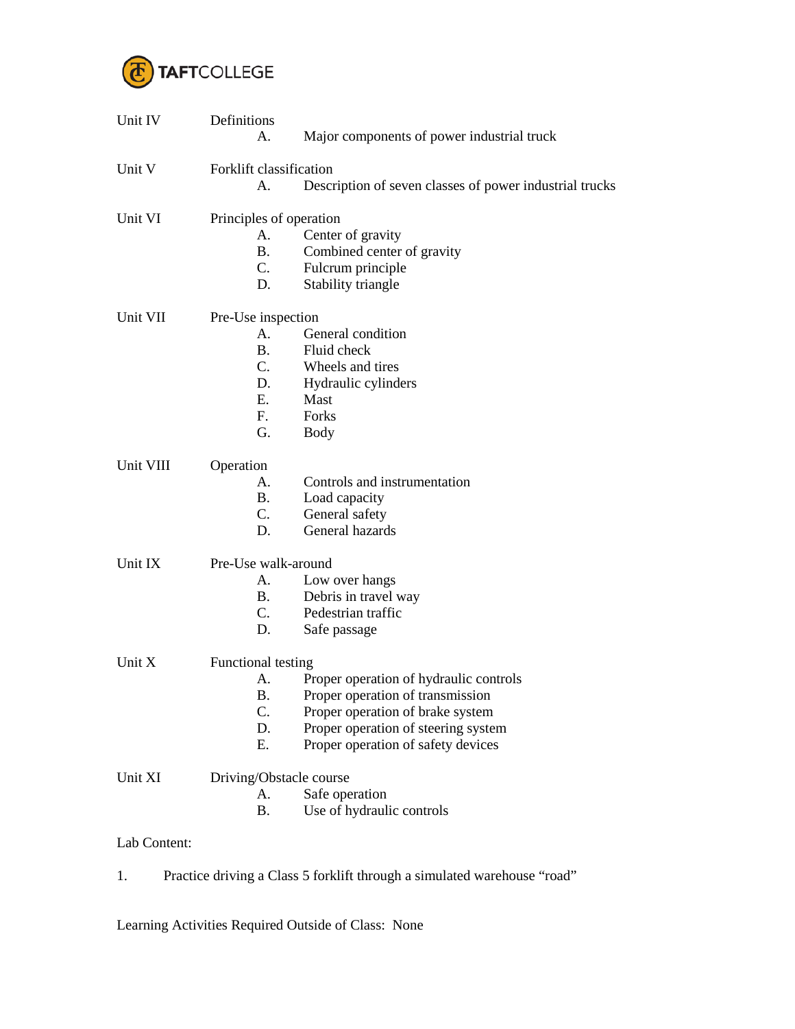Unit IV Definitions

A. Major components of power industrial truck

Unit V Forklift classification

A. Description of seven classes of power industrial trucks

Unit VI Principles of operation

A. Center of gravity
B. Combined center of gravity
C. Fulcrum principle
D. Stability triangle

Unit VII Pre-Use inspection

A. General condition
B. Fluid check
C. Wheels and tires
D. Hydraulic cylinders
E. Mast
F. Forks
G. Body

Unit VIII Operation

A. Controls and instrumentation
B. Load capacity
C. General safety
D. General hazards

Unit IX Pre-Use walk-around

A. Low over hangs
B. Debris in travel way
C. Pedestrian traffic
D. Safe passage

Unit X Functional testing

A. Proper operation of hydraulic controls
B. Proper operation of transmission
C. Proper operation of brake system
D. Proper operation of steering system
E. Proper operation of safety devices

Unit XI Driving/Obstacle course

A. Safe operation
B. Use of hydraulic controls

Lab Content:

1. Practice driving a Class 5 forklift through a simulated warehouse "road"

Learning Activities Required Outside of Class: None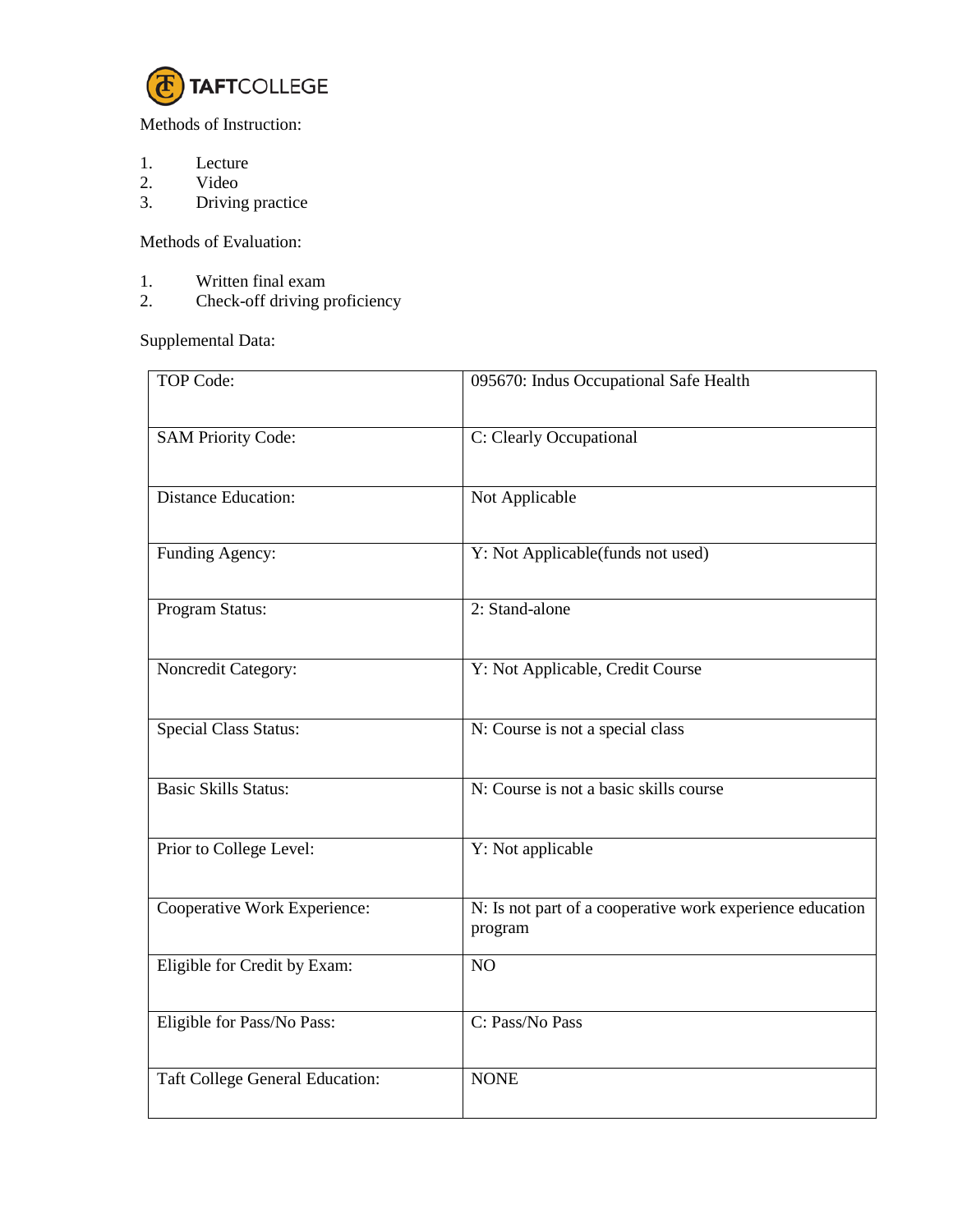Methods of Instruction:

1. Lecture
2. Video
3. Driving practice

Methods of Evaluation:

1. Written final exam
2. Check-off driving proficiency

Supplemental Data:

| | |
|---|---|
| TOP Code: | 095670: Indus Occupational Safe Health |
| SAM Priority Code: | C: Clearly Occupational |
| Distance Education: | Not Applicable |
| Funding Agency: | Y: Not Applicable(funds not used) |
| Program Status: | 2: Stand-alone |
| Noncredit Category: | Y: Not Applicable, Credit Course |
| Special Class Status: | N: Course is not a special class |
| Basic Skills Status: | N: Course is not a basic skills course |
| Prior to College Level: | Y: Not applicable |
| Cooperative Work Experience: | N: Is not part of a cooperative work experience education program |
| Eligible for Credit by Exam: | NO |
| Eligible for Pass/No Pass: | C: Pass/No Pass |
| Taft College General Education: | NONE |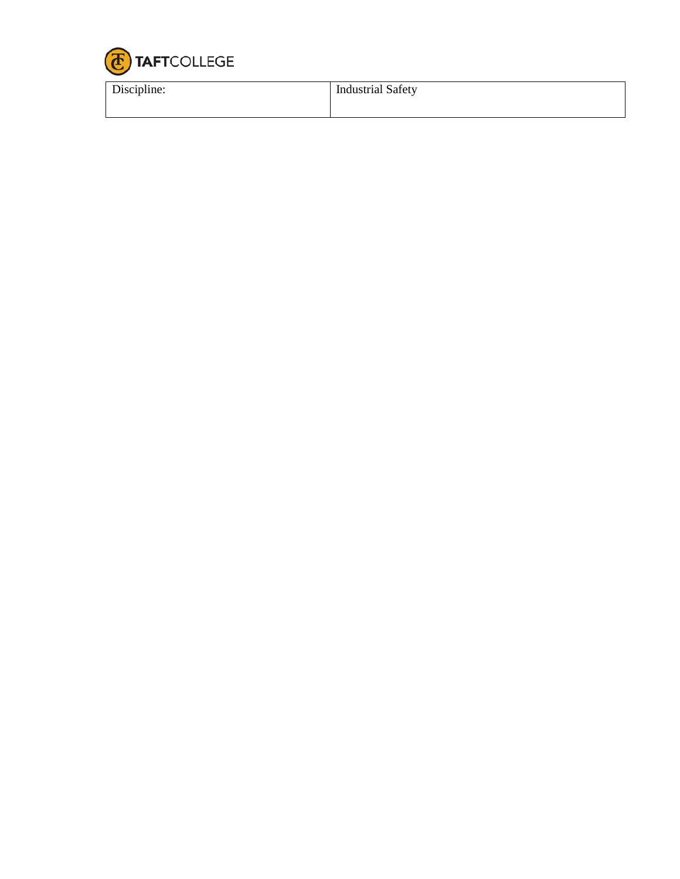| | |
|---|---|
| Discipline: | Industrial Safety |